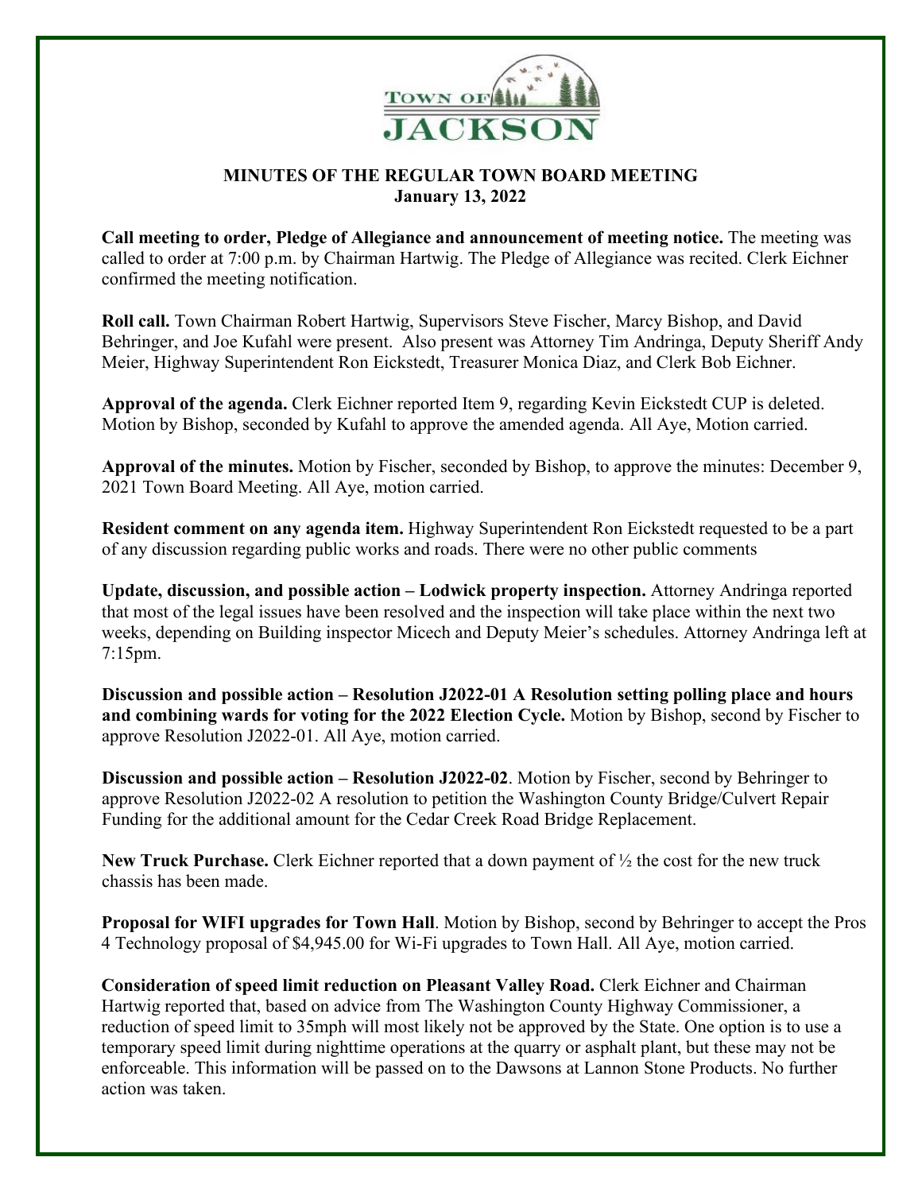TOWN OF JACKSON

# MINUTES OF THE REGULAR TOWN BOARD MEETING
## January 13, 2022

**Call meeting to order, Pledge of Allegiance and announcement of meeting notice.** The meeting was called to order at 7:00 p.m. by Chairman Hartwig. The Pledge of Allegiance was recited. Clerk Eichner confirmed the meeting notification.

**Roll call.** Town Chairman Robert Hartwig, Supervisors Steve Fischer, Marcy Bishop, and David Behringer, and Joe Kufahl were present. Also present was Attorney Tim Andringa, Deputy Sheriff Andy Meier, Highway Superintendent Ron Eickstedt, Treasurer Monica Diaz, and Clerk Bob Eichner.

**Approval of the agenda.** Clerk Eichner reported Item 9, regarding Kevin Eickstedt CUP is deleted. Motion by Bishop, seconded by Kufahl to approve the amended agenda. All Aye, Motion carried.

**Approval of the minutes.** Motion by Fischer, seconded by Bishop, to approve the minutes: December 9, 2021 Town Board Meeting. All Aye, motion carried.

**Resident comment on any agenda item.** Highway Superintendent Ron Eickstedt requested to be a part of any discussion regarding public works and roads. There were no other public comments

**Update, discussion, and possible action – Lodwick property inspection.** Attorney Andringa reported that most of the legal issues have been resolved and the inspection will take place within the next two weeks, depending on Building inspector Micech and Deputy Meier's schedules. Attorney Andringa left at 7:15pm.

**Discussion and possible action – Resolution J2022-01 A Resolution setting polling place and hours and combining wards for voting for the 2022 Election Cycle.** Motion by Bishop, second by Fischer to approve Resolution J2022-01. All Aye, motion carried.

**Discussion and possible action – Resolution J2022-02**. Motion by Fischer, second by Behringer to approve Resolution J2022-02 A resolution to petition the Washington County Bridge/Culvert Repair Funding for the additional amount for the Cedar Creek Road Bridge Replacement.

**New Truck Purchase.** Clerk Eichner reported that a down payment of ½ the cost for the new truck chassis has been made.

**Proposal for WIFI upgrades for Town Hall**. Motion by Bishop, second by Behringer to accept the Pros 4 Technology proposal of $4,945.00 for Wi-Fi upgrades to Town Hall. All Aye, motion carried.

**Consideration of speed limit reduction on Pleasant Valley Road.** Clerk Eichner and Chairman Hartwig reported that, based on advice from The Washington County Highway Commissioner, a reduction of speed limit to 35mph will most likely not be approved by the State. One option is to use a temporary speed limit during nighttime operations at the quarry or asphalt plant, but these may not be enforceable. This information will be passed on to the Dawsons at Lannon Stone Products. No further action was taken.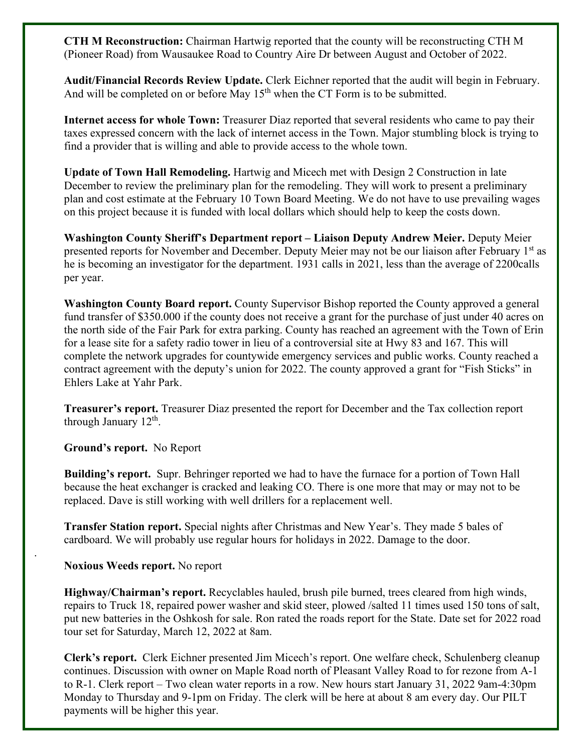**CTH M Reconstruction:** Chairman Hartwig reported that the county will be reconstructing CTH M (Pioneer Road) from Wausaukee Road to Country Aire Dr between August and October of 2022.

**Audit/Financial Records Review Update.** Clerk Eichner reported that the audit will begin in February. And will be completed on or before May 15th when the CT Form is to be submitted.

**Internet access for whole Town:** Treasurer Diaz reported that several residents who came to pay their taxes expressed concern with the lack of internet access in the Town. Major stumbling block is trying to find a provider that is willing and able to provide access to the whole town.

**Update of Town Hall Remodeling.** Hartwig and Micech met with Design 2 Construction in late December to review the preliminary plan for the remodeling. They will work to present a preliminary plan and cost estimate at the February 10 Town Board Meeting. We do not have to use prevailing wages on this project because it is funded with local dollars which should help to keep the costs down.

**Washington County Sheriff's Department report – Liaison Deputy Andrew Meier.** Deputy Meier presented reports for November and December. Deputy Meier may not be our liaison after February 1st as he is becoming an investigator for the department. 1931 calls in 2021, less than the average of 2200calls per year.

**Washington County Board report.** County Supervisor Bishop reported the County approved a general fund transfer of $350.000 if the county does not receive a grant for the purchase of just under 40 acres on the north side of the Fair Park for extra parking. County has reached an agreement with the Town of Erin for a lease site for a safety radio tower in lieu of a controversial site at Hwy 83 and 167. This will complete the network upgrades for countywide emergency services and public works. County reached a contract agreement with the deputy's union for 2022. The county approved a grant for "Fish Sticks" in Ehlers Lake at Yahr Park.

**Treasurer's report.** Treasurer Diaz presented the report for December and the Tax collection report through January 12th.

**Ground's report.** No Report

**Building's report.** Supr. Behringer reported we had to have the furnace for a portion of Town Hall because the heat exchanger is cracked and leaking CO. There is one more that may or may not to be replaced. Dave is still working with well drillers for a replacement well.

**Transfer Station report.** Special nights after Christmas and New Year's. They made 5 bales of cardboard. We will probably use regular hours for holidays in 2022. Damage to the door.

.

**Noxious Weeds report.** No report

**Highway/Chairman's report.** Recyclables hauled, brush pile burned, trees cleared from high winds, repairs to Truck 18, repaired power washer and skid steer, plowed /salted 11 times used 150 tons of salt, put new batteries in the Oshkosh for sale. Ron rated the roads report for the State. Date set for 2022 road tour set for Saturday, March 12, 2022 at 8am.

**Clerk's report.** Clerk Eichner presented Jim Micech's report. One welfare check, Schulenberg cleanup continues. Discussion with owner on Maple Road north of Pleasant Valley Road to for rezone from A-1 to R-1. Clerk report – Two clean water reports in a row. New hours start January 31, 2022 9am-4:30pm Monday to Thursday and 9-1pm on Friday. The clerk will be here at about 8 am every day. Our PILT payments will be higher this year.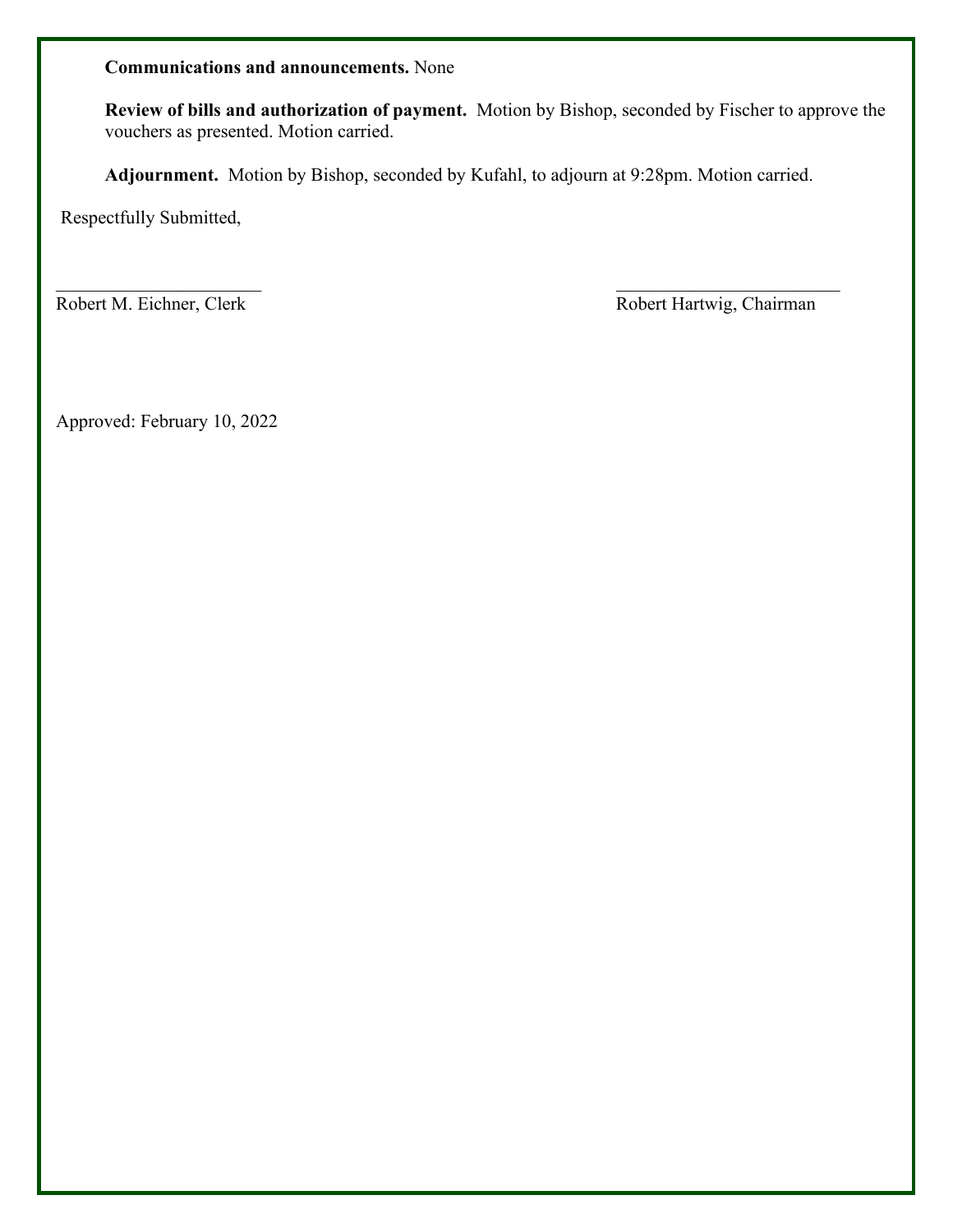**Communications and announcements.** None

**Review of bills and authorization of payment.** Motion by Bishop, seconded by Fischer to approve the vouchers as presented. Motion carried.

**Adjournment.** Motion by Bishop, seconded by Kufahl, to adjourn at 9:28pm. Motion carried.

Respectfully Submitted,

______________________ ______________________

Robert M. Eichner, Clerk Robert Hartwig, Chairman

Approved: February 10, 2022